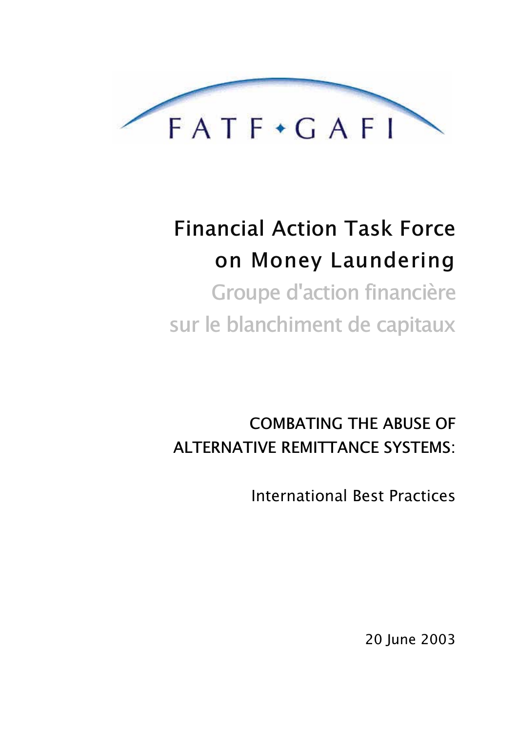FATF • GAFI

# Financial Action Task Force on Money Laundering

Groupe d'action financière sur le blanchiment de capitaux

## COMBATING THE ABUSE OF ALTERNATIVE REMITTANCE SYSTEMS:

International Best Practices

20 June 2003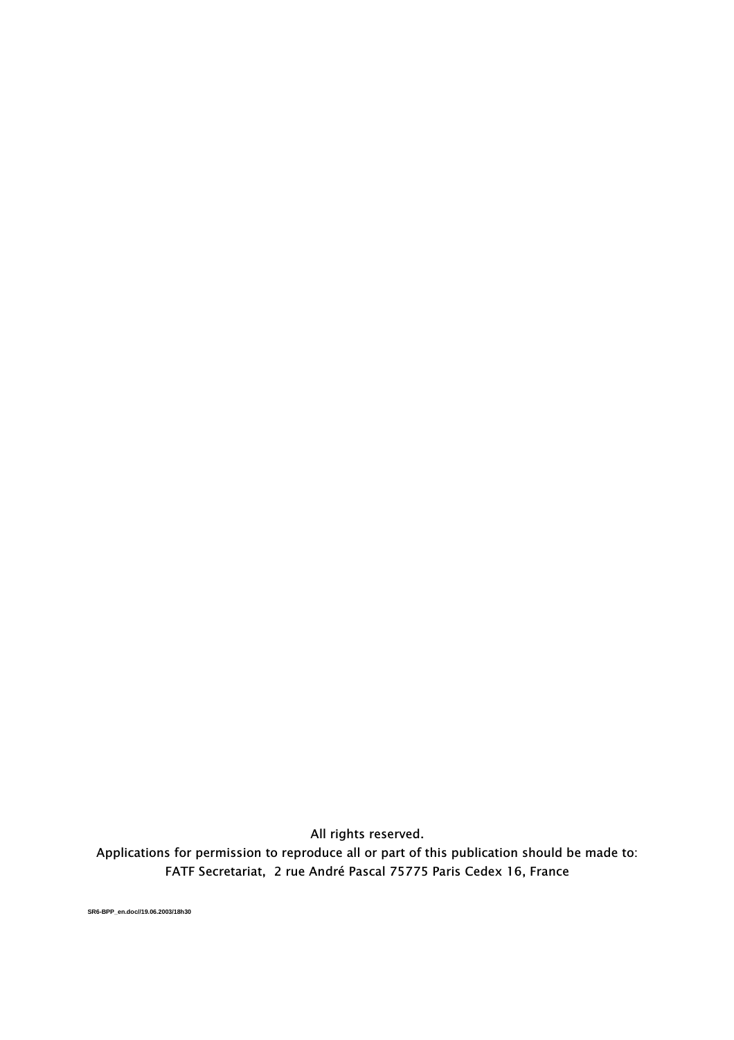All rights reserved.

Applications for permission to reproduce all or part of this publication should be made to:

FATF Secretariat, 2 rue André Pascal 75775 Paris Cedex 16, France

SR6-BPP_en.doc//19.06.2003/18h30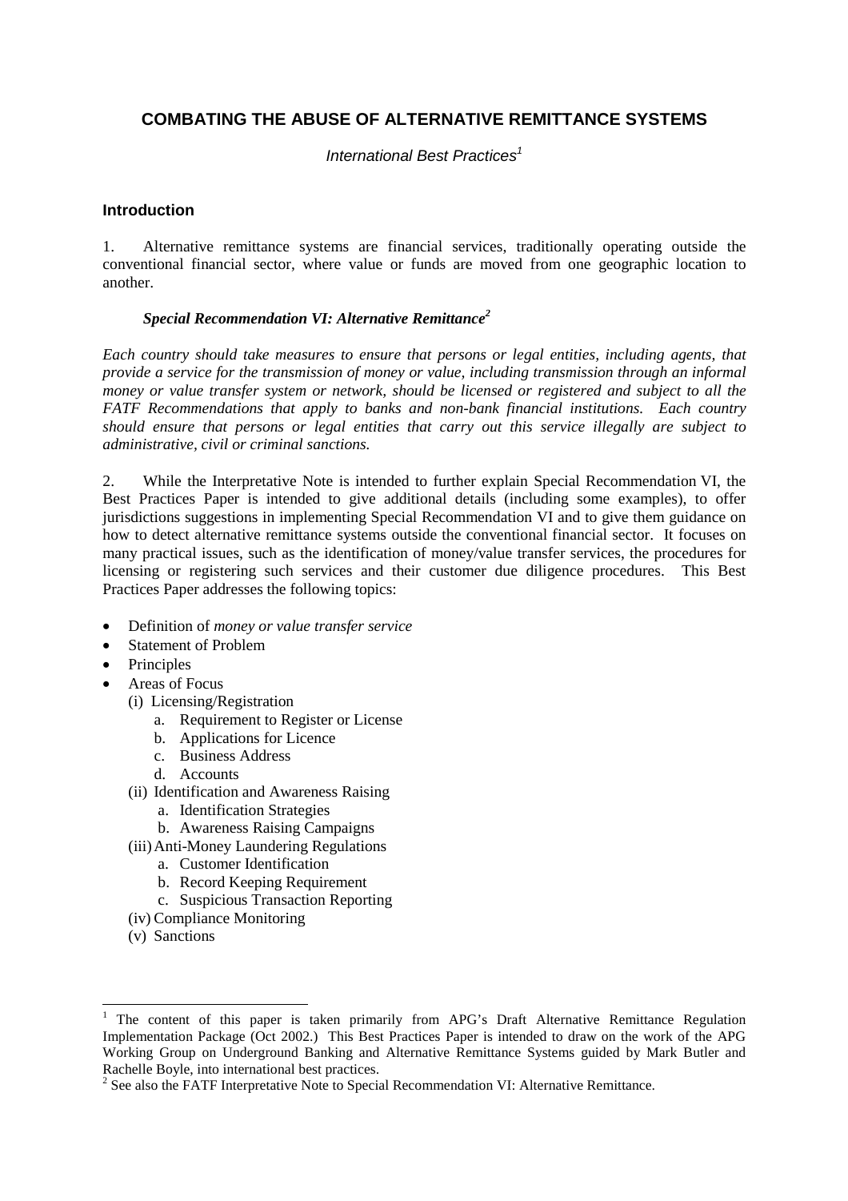# COMBATING THE ABUSE OF ALTERNATIVE REMITTANCE SYSTEMS

*International Best Practices*[1]

## Introduction

1. Alternative remittance systems are financial services, traditionally operating outside the conventional financial sector, where value or funds are moved from one geographic location to another.

### *Special Recommendation VI: Alternative Remittance*[2]

*Each country should take measures to ensure that persons or legal entities, including agents, that provide a service for the transmission of money or value, including transmission through an informal money or value transfer system or network, should be licensed or registered and subject to all the FATF Recommendations that apply to banks and non-bank financial institutions. Each country should ensure that persons or legal entities that carry out this service illegally are subject to administrative, civil or criminal sanctions.*

2. While the Interpretative Note is intended to further explain Special Recommendation VI, the Best Practices Paper is intended to give additional details (including some examples), to offer jurisdictions suggestions in implementing Special Recommendation VI and to give them guidance on how to detect alternative remittance systems outside the conventional financial sector. It focuses on many practical issues, such as the identification of money/value transfer services, the procedures for licensing or registering such services and their customer due diligence procedures. This Best Practices Paper addresses the following topics:

- Definition of *money or value transfer service*
- Statement of Problem
- Principles
- Areas of Focus
  - (i) Licensing/Registration
    - a. Requirement to Register or License
    - b. Applications for Licence
    - c. Business Address
    - d. Accounts
  - (ii) Identification and Awareness Raising
    - a. Identification Strategies
    - b. Awareness Raising Campaigns
  - (iii) Anti-Money Laundering Regulations
    - a. Customer Identification
    - b. Record Keeping Requirement
    - c. Suspicious Transaction Reporting
  - (iv) Compliance Monitoring
  - (v) Sanctions

---

[1] The content of this paper is taken primarily from APG's Draft Alternative Remittance Regulation Implementation Package (Oct 2002.) This Best Practices Paper is intended to draw on the work of the APG Working Group on Underground Banking and Alternative Remittance Systems guided by Mark Butler and Rachelle Boyle, into international best practices.

[2] See also the FATF Interpretative Note to Special Recommendation VI: Alternative Remittance.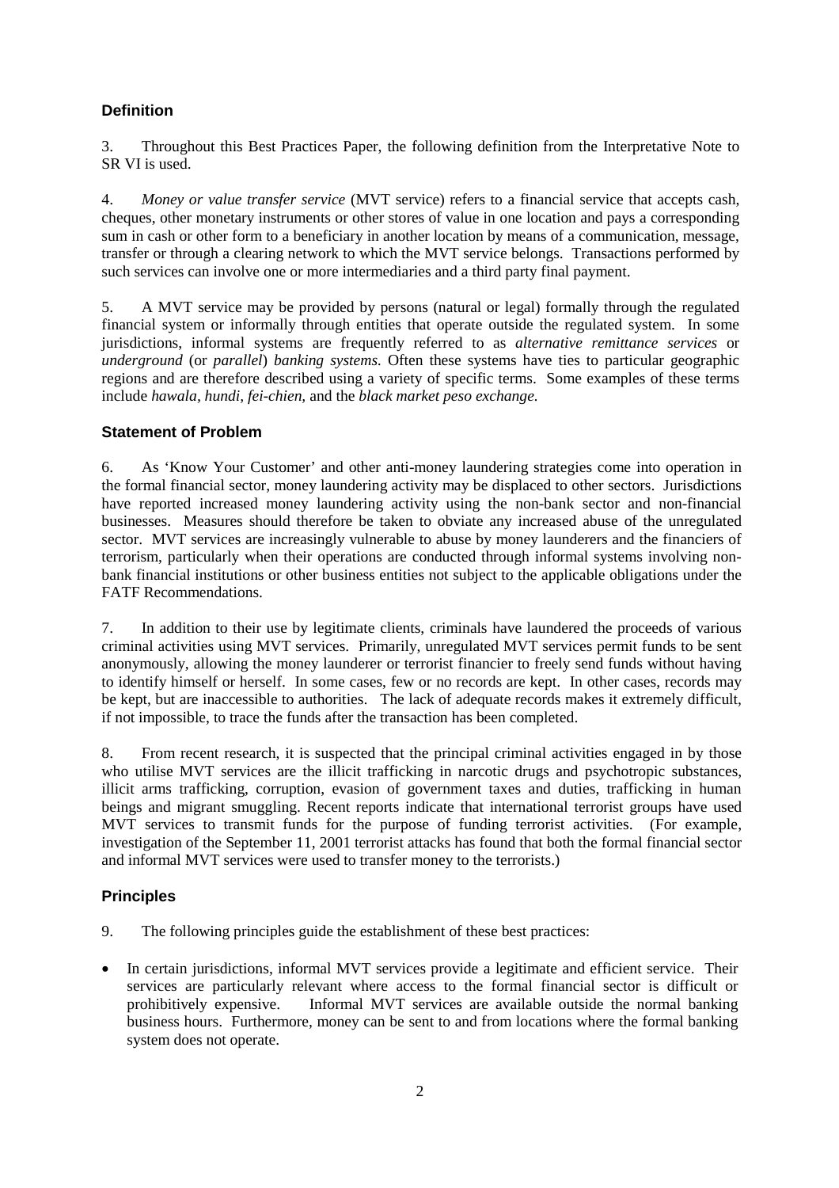## Definition

3. Throughout this Best Practices Paper, the following definition from the Interpretative Note to SR VI is used.

4. *Money or value transfer service* (MVT service) refers to a financial service that accepts cash, cheques, other monetary instruments or other stores of value in one location and pays a corresponding sum in cash or other form to a beneficiary in another location by means of a communication, message, transfer or through a clearing network to which the MVT service belongs. Transactions performed by such services can involve one or more intermediaries and a third party final payment.

5. A MVT service may be provided by persons (natural or legal) formally through the regulated financial system or informally through entities that operate outside the regulated system. In some jurisdictions, informal systems are frequently referred to as *alternative remittance services* or *underground* (or *parallel*) *banking systems.* Often these systems have ties to particular geographic regions and are therefore described using a variety of specific terms. Some examples of these terms include *hawala, hundi, fei-chien,* and the *black market peso exchange.*

## Statement of Problem

6. As 'Know Your Customer' and other anti-money laundering strategies come into operation in the formal financial sector, money laundering activity may be displaced to other sectors. Jurisdictions have reported increased money laundering activity using the non-bank sector and non-financial businesses. Measures should therefore be taken to obviate any increased abuse of the unregulated sector. MVT services are increasingly vulnerable to abuse by money launderers and the financiers of terrorism, particularly when their operations are conducted through informal systems involving non-bank financial institutions or other business entities not subject to the applicable obligations under the FATF Recommendations.

7. In addition to their use by legitimate clients, criminals have laundered the proceeds of various criminal activities using MVT services. Primarily, unregulated MVT services permit funds to be sent anonymously, allowing the money launderer or terrorist financier to freely send funds without having to identify himself or herself. In some cases, few or no records are kept. In other cases, records may be kept, but are inaccessible to authorities. The lack of adequate records makes it extremely difficult, if not impossible, to trace the funds after the transaction has been completed.

8. From recent research, it is suspected that the principal criminal activities engaged in by those who utilise MVT services are the illicit trafficking in narcotic drugs and psychotropic substances, illicit arms trafficking, corruption, evasion of government taxes and duties, trafficking in human beings and migrant smuggling. Recent reports indicate that international terrorist groups have used MVT services to transmit funds for the purpose of funding terrorist activities. (For example, investigation of the September 11, 2001 terrorist attacks has found that both the formal financial sector and informal MVT services were used to transfer money to the terrorists.)

## Principles

9. The following principles guide the establishment of these best practices:

- In certain jurisdictions, informal MVT services provide a legitimate and efficient service. Their services are particularly relevant where access to the formal financial sector is difficult or prohibitively expensive. Informal MVT services are available outside the normal banking business hours. Furthermore, money can be sent to and from locations where the formal banking system does not operate.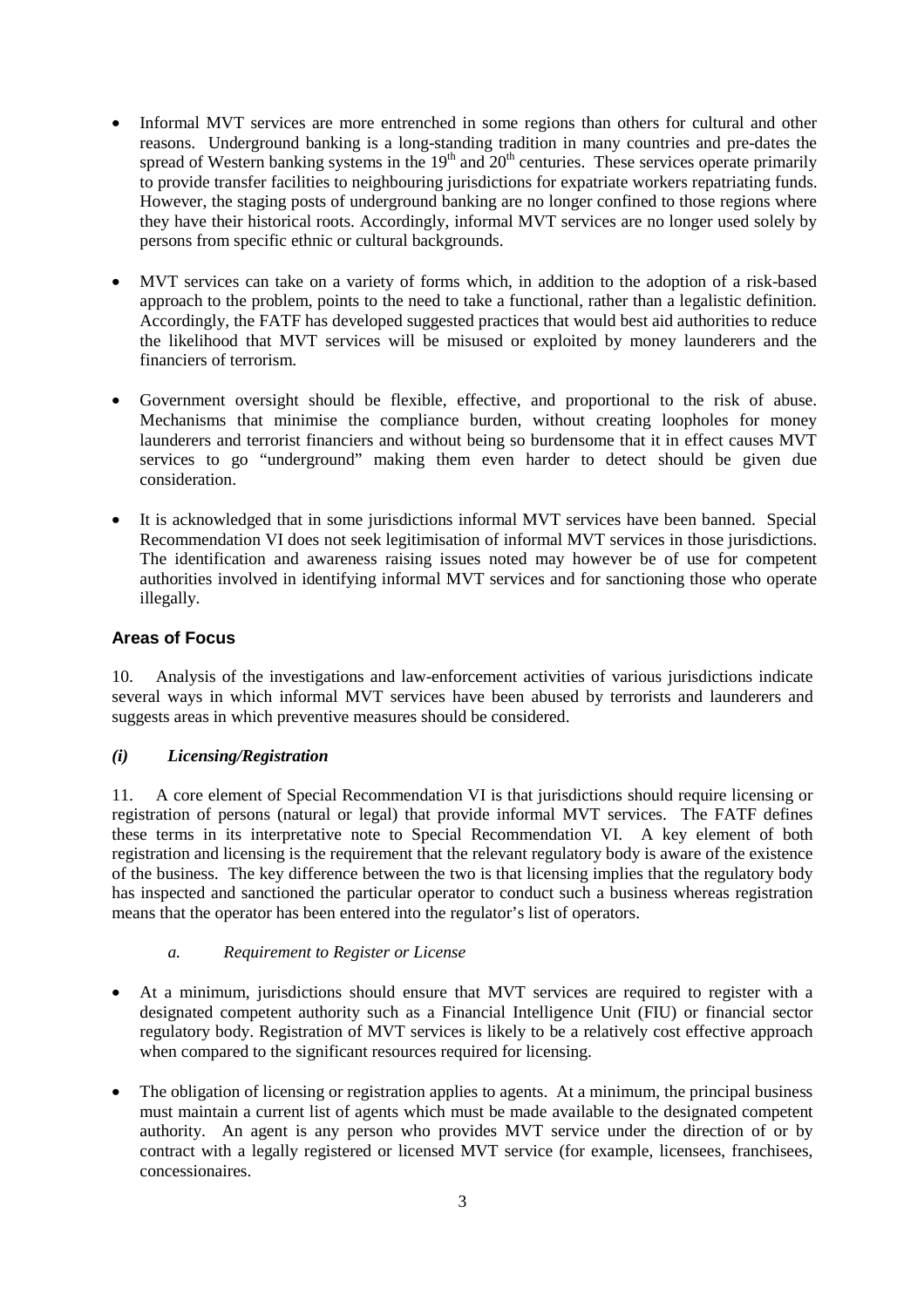- Informal MVT services are more entrenched in some regions than others for cultural and other reasons. Underground banking is a long-standing tradition in many countries and pre-dates the spread of Western banking systems in the $19^{th}$ and $20^{th}$ centuries. These services operate primarily to provide transfer facilities to neighbouring jurisdictions for expatriate workers repatriating funds. However, the staging posts of underground banking are no longer confined to those regions where they have their historical roots. Accordingly, informal MVT services are no longer used solely by persons from specific ethnic or cultural backgrounds.

- MVT services can take on a variety of forms which, in addition to the adoption of a risk-based approach to the problem, points to the need to take a functional, rather than a legalistic definition. Accordingly, the FATF has developed suggested practices that would best aid authorities to reduce the likelihood that MVT services will be misused or exploited by money launderers and the financiers of terrorism.

- Government oversight should be flexible, effective, and proportional to the risk of abuse. Mechanisms that minimise the compliance burden, without creating loopholes for money launderers and terrorist financiers and without being so burdensome that it in effect causes MVT services to go "underground" making them even harder to detect should be given due consideration.

- It is acknowledged that in some jurisdictions informal MVT services have been banned. Special Recommendation VI does not seek legitimisation of informal MVT services in those jurisdictions. The identification and awareness raising issues noted may however be of use for competent authorities involved in identifying informal MVT services and for sanctioning those who operate illegally.

## Areas of Focus

10. Analysis of the investigations and law-enforcement activities of various jurisdictions indicate several ways in which informal MVT services have been abused by terrorists and launderers and suggests areas in which preventive measures should be considered.

### *(i) Licensing/Registration*

11. A core element of Special Recommendation VI is that jurisdictions should require licensing or registration of persons (natural or legal) that provide informal MVT services. The FATF defines these terms in its interpretative note to Special Recommendation VI. A key element of both registration and licensing is the requirement that the relevant regulatory body is aware of the existence of the business. The key difference between the two is that licensing implies that the regulatory body has inspected and sanctioned the particular operator to conduct such a business whereas registration means that the operator has been entered into the regulator's list of operators.

*a. Requirement to Register or License*

- At a minimum, jurisdictions should ensure that MVT services are required to register with a designated competent authority such as a Financial Intelligence Unit (FIU) or financial sector regulatory body. Registration of MVT services is likely to be a relatively cost effective approach when compared to the significant resources required for licensing.

- The obligation of licensing or registration applies to agents. At a minimum, the principal business must maintain a current list of agents which must be made available to the designated competent authority. An agent is any person who provides MVT service under the direction of or by contract with a legally registered or licensed MVT service (for example, licensees, franchisees, concessionaires.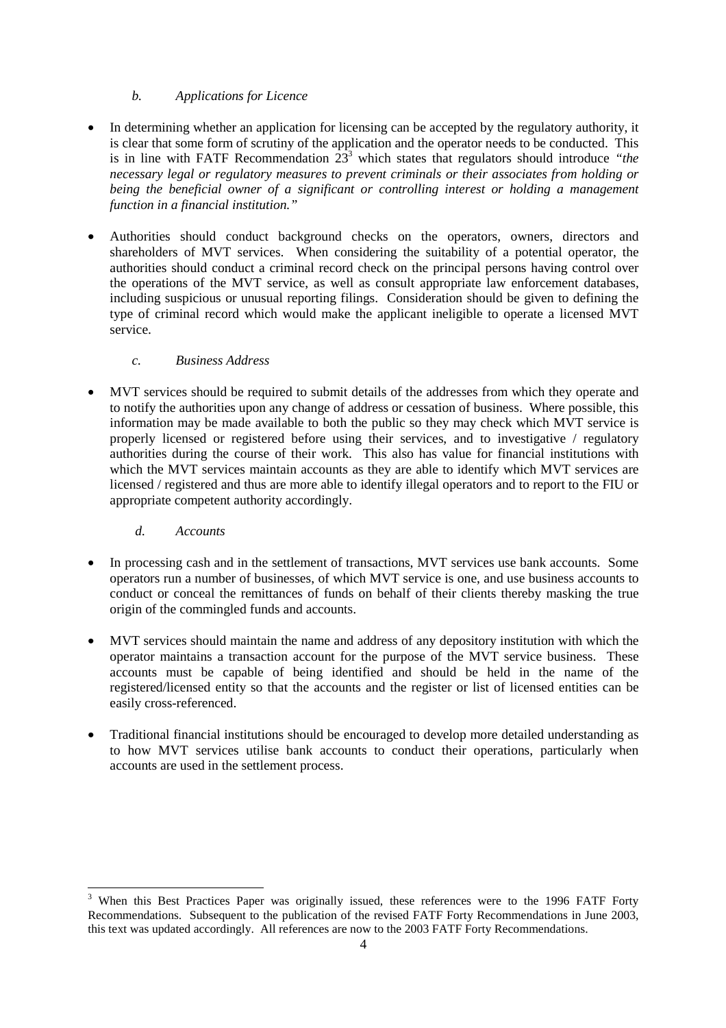### *b. Applications for Licence*

- In determining whether an application for licensing can be accepted by the regulatory authority, it is clear that some form of scrutiny of the application and the operator needs to be conducted. This is in line with FATF Recommendation 23[3] which states that regulators should introduce *"the necessary legal or regulatory measures to prevent criminals or their associates from holding or being the beneficial owner of a significant or controlling interest or holding a management function in a financial institution."*

- Authorities should conduct background checks on the operators, owners, directors and shareholders of MVT services. When considering the suitability of a potential operator, the authorities should conduct a criminal record check on the principal persons having control over the operations of the MVT service, as well as consult appropriate law enforcement databases, including suspicious or unusual reporting filings. Consideration should be given to defining the type of criminal record which would make the applicant ineligible to operate a licensed MVT service.

### *c. Business Address*

- MVT services should be required to submit details of the addresses from which they operate and to notify the authorities upon any change of address or cessation of business. Where possible, this information may be made available to both the public so they may check which MVT service is properly licensed or registered before using their services, and to investigative / regulatory authorities during the course of their work. This also has value for financial institutions with which the MVT services maintain accounts as they are able to identify which MVT services are licensed / registered and thus are more able to identify illegal operators and to report to the FIU or appropriate competent authority accordingly.

### *d. Accounts*

- In processing cash and in the settlement of transactions, MVT services use bank accounts. Some operators run a number of businesses, of which MVT service is one, and use business accounts to conduct or conceal the remittances of funds on behalf of their clients thereby masking the true origin of the commingled funds and accounts.

- MVT services should maintain the name and address of any depository institution with which the operator maintains a transaction account for the purpose of the MVT service business. These accounts must be capable of being identified and should be held in the name of the registered/licensed entity so that the accounts and the register or list of licensed entities can be easily cross-referenced.

- Traditional financial institutions should be encouraged to develop more detailed understanding as to how MVT services utilise bank accounts to conduct their operations, particularly when accounts are used in the settlement process.

---

[3] When this Best Practices Paper was originally issued, these references were to the 1996 FATF Forty Recommendations. Subsequent to the publication of the revised FATF Forty Recommendations in June 2003, this text was updated accordingly. All references are now to the 2003 FATF Forty Recommendations.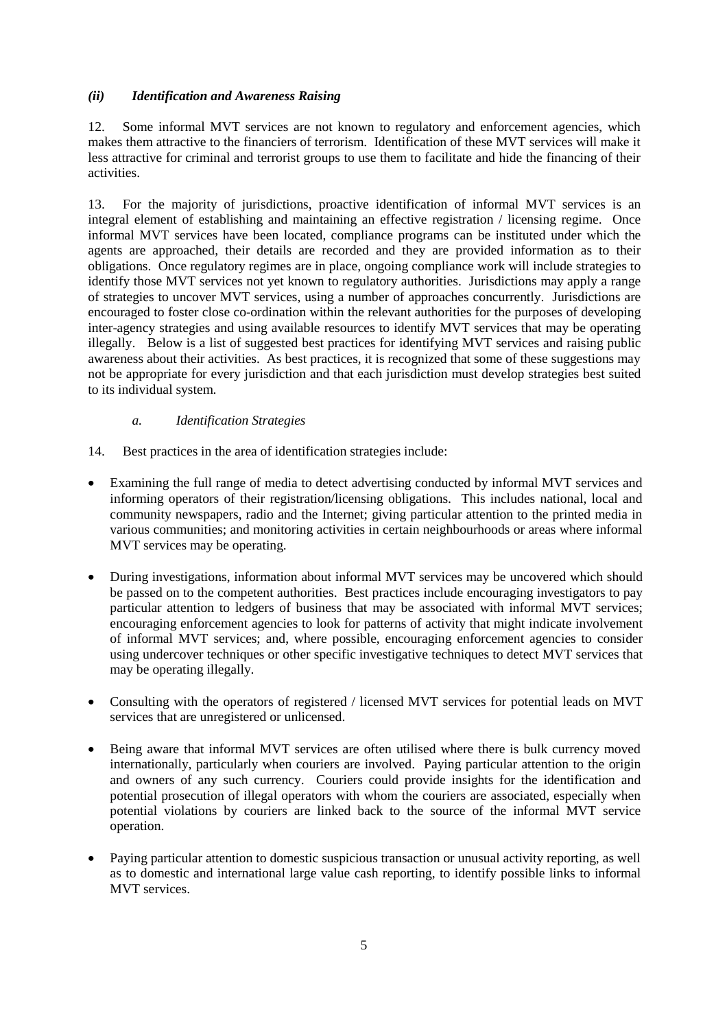### *(ii) Identification and Awareness Raising*

12. Some informal MVT services are not known to regulatory and enforcement agencies, which makes them attractive to the financiers of terrorism. Identification of these MVT services will make it less attractive for criminal and terrorist groups to use them to facilitate and hide the financing of their activities.

13. For the majority of jurisdictions, proactive identification of informal MVT services is an integral element of establishing and maintaining an effective registration / licensing regime. Once informal MVT services have been located, compliance programs can be instituted under which the agents are approached, their details are recorded and they are provided information as to their obligations. Once regulatory regimes are in place, ongoing compliance work will include strategies to identify those MVT services not yet known to regulatory authorities. Jurisdictions may apply a range of strategies to uncover MVT services, using a number of approaches concurrently. Jurisdictions are encouraged to foster close co-ordination within the relevant authorities for the purposes of developing inter-agency strategies and using available resources to identify MVT services that may be operating illegally. Below is a list of suggested best practices for identifying MVT services and raising public awareness about their activities. As best practices, it is recognized that some of these suggestions may not be appropriate for every jurisdiction and that each jurisdiction must develop strategies best suited to its individual system.

#### *a. Identification Strategies*

14. Best practices in the area of identification strategies include:

- Examining the full range of media to detect advertising conducted by informal MVT services and informing operators of their registration/licensing obligations. This includes national, local and community newspapers, radio and the Internet; giving particular attention to the printed media in various communities; and monitoring activities in certain neighbourhoods or areas where informal MVT services may be operating.

- During investigations, information about informal MVT services may be uncovered which should be passed on to the competent authorities. Best practices include encouraging investigators to pay particular attention to ledgers of business that may be associated with informal MVT services; encouraging enforcement agencies to look for patterns of activity that might indicate involvement of informal MVT services; and, where possible, encouraging enforcement agencies to consider using undercover techniques or other specific investigative techniques to detect MVT services that may be operating illegally.

- Consulting with the operators of registered / licensed MVT services for potential leads on MVT services that are unregistered or unlicensed.

- Being aware that informal MVT services are often utilised where there is bulk currency moved internationally, particularly when couriers are involved. Paying particular attention to the origin and owners of any such currency. Couriers could provide insights for the identification and potential prosecution of illegal operators with whom the couriers are associated, especially when potential violations by couriers are linked back to the source of the informal MVT service operation.

- Paying particular attention to domestic suspicious transaction or unusual activity reporting, as well as to domestic and international large value cash reporting, to identify possible links to informal MVT services.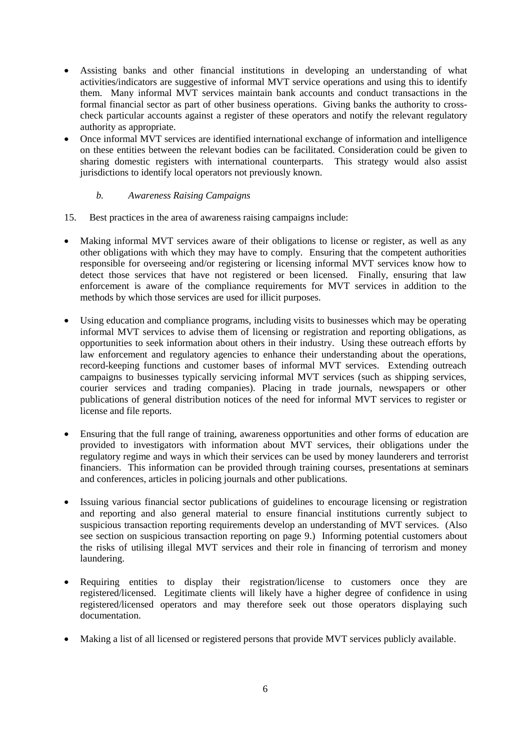- Assisting banks and other financial institutions in developing an understanding of what activities/indicators are suggestive of informal MVT service operations and using this to identify them. Many informal MVT services maintain bank accounts and conduct transactions in the formal financial sector as part of other business operations. Giving banks the authority to cross-check particular accounts against a register of these operators and notify the relevant regulatory authority as appropriate.
- Once informal MVT services are identified international exchange of information and intelligence on these entities between the relevant bodies can be facilitated. Consideration could be given to sharing domestic registers with international counterparts. This strategy would also assist jurisdictions to identify local operators not previously known.

### *b. Awareness Raising Campaigns*

15. Best practices in the area of awareness raising campaigns include:

- Making informal MVT services aware of their obligations to license or register, as well as any other obligations with which they may have to comply. Ensuring that the competent authorities responsible for overseeing and/or registering or licensing informal MVT services know how to detect those services that have not registered or been licensed. Finally, ensuring that law enforcement is aware of the compliance requirements for MVT services in addition to the methods by which those services are used for illicit purposes.

- Using education and compliance programs, including visits to businesses which may be operating informal MVT services to advise them of licensing or registration and reporting obligations, as opportunities to seek information about others in their industry. Using these outreach efforts by law enforcement and regulatory agencies to enhance their understanding about the operations, record-keeping functions and customer bases of informal MVT services. Extending outreach campaigns to businesses typically servicing informal MVT services (such as shipping services, courier services and trading companies). Placing in trade journals, newspapers or other publications of general distribution notices of the need for informal MVT services to register or license and file reports.

- Ensuring that the full range of training, awareness opportunities and other forms of education are provided to investigators with information about MVT services, their obligations under the regulatory regime and ways in which their services can be used by money launderers and terrorist financiers. This information can be provided through training courses, presentations at seminars and conferences, articles in policing journals and other publications.

- Issuing various financial sector publications of guidelines to encourage licensing or registration and reporting and also general material to ensure financial institutions currently subject to suspicious transaction reporting requirements develop an understanding of MVT services. (Also see section on suspicious transaction reporting on page 9.) Informing potential customers about the risks of utilising illegal MVT services and their role in financing of terrorism and money laundering.

- Requiring entities to display their registration/license to customers once they are registered/licensed. Legitimate clients will likely have a higher degree of confidence in using registered/licensed operators and may therefore seek out those operators displaying such documentation.

- Making a list of all licensed or registered persons that provide MVT services publicly available.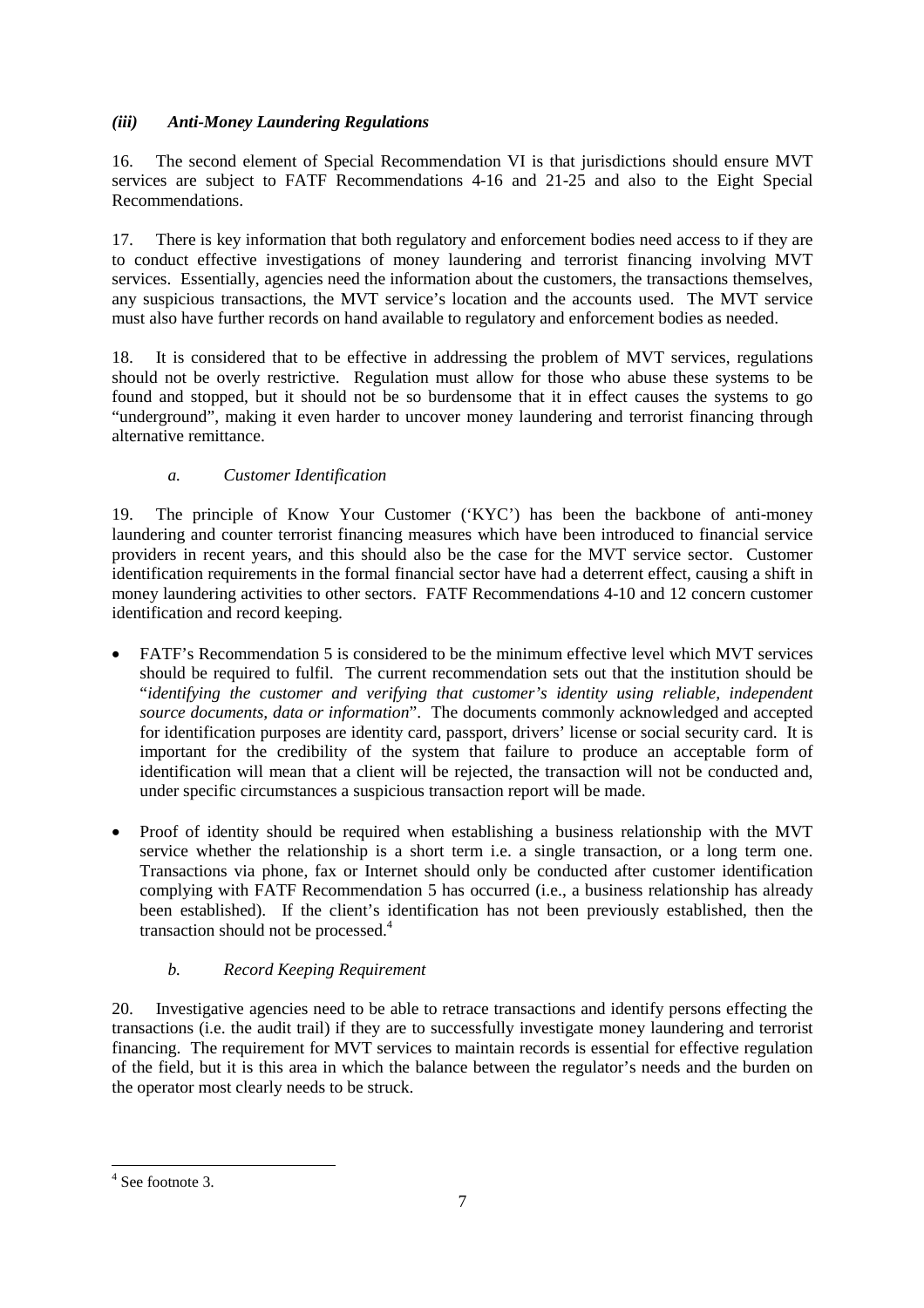### *(iii) Anti-Money Laundering Regulations*

16. The second element of Special Recommendation VI is that jurisdictions should ensure MVT services are subject to FATF Recommendations 4-16 and 21-25 and also to the Eight Special Recommendations.

17. There is key information that both regulatory and enforcement bodies need access to if they are to conduct effective investigations of money laundering and terrorist financing involving MVT services. Essentially, agencies need the information about the customers, the transactions themselves, any suspicious transactions, the MVT service's location and the accounts used. The MVT service must also have further records on hand available to regulatory and enforcement bodies as needed.

18. It is considered that to be effective in addressing the problem of MVT services, regulations should not be overly restrictive. Regulation must allow for those who abuse these systems to be found and stopped, but it should not be so burdensome that it in effect causes the systems to go "underground", making it even harder to uncover money laundering and terrorist financing through alternative remittance.

#### *a. Customer Identification*

19. The principle of Know Your Customer ('KYC') has been the backbone of anti-money laundering and counter terrorist financing measures which have been introduced to financial service providers in recent years, and this should also be the case for the MVT service sector. Customer identification requirements in the formal financial sector have had a deterrent effect, causing a shift in money laundering activities to other sectors. FATF Recommendations 4-10 and 12 concern customer identification and record keeping.

- FATF's Recommendation 5 is considered to be the minimum effective level which MVT services should be required to fulfil. The current recommendation sets out that the institution should be "*identifying the customer and verifying that customer's identity using reliable, independent source documents, data or information*". The documents commonly acknowledged and accepted for identification purposes are identity card, passport, drivers' license or social security card. It is important for the credibility of the system that failure to produce an acceptable form of identification will mean that a client will be rejected, the transaction will not be conducted and, under specific circumstances a suspicious transaction report will be made.

- Proof of identity should be required when establishing a business relationship with the MVT service whether the relationship is a short term i.e. a single transaction, or a long term one. Transactions via phone, fax or Internet should only be conducted after customer identification complying with FATF Recommendation 5 has occurred (i.e., a business relationship has already been established). If the client's identification has not been previously established, then the transaction should not be processed.[4]

#### *b. Record Keeping Requirement*

20. Investigative agencies need to be able to retrace transactions and identify persons effecting the transactions (i.e. the audit trail) if they are to successfully investigate money laundering and terrorist financing. The requirement for MVT services to maintain records is essential for effective regulation of the field, but it is this area in which the balance between the regulator's needs and the burden on the operator most clearly needs to be struck.

---

[4] See footnote 3.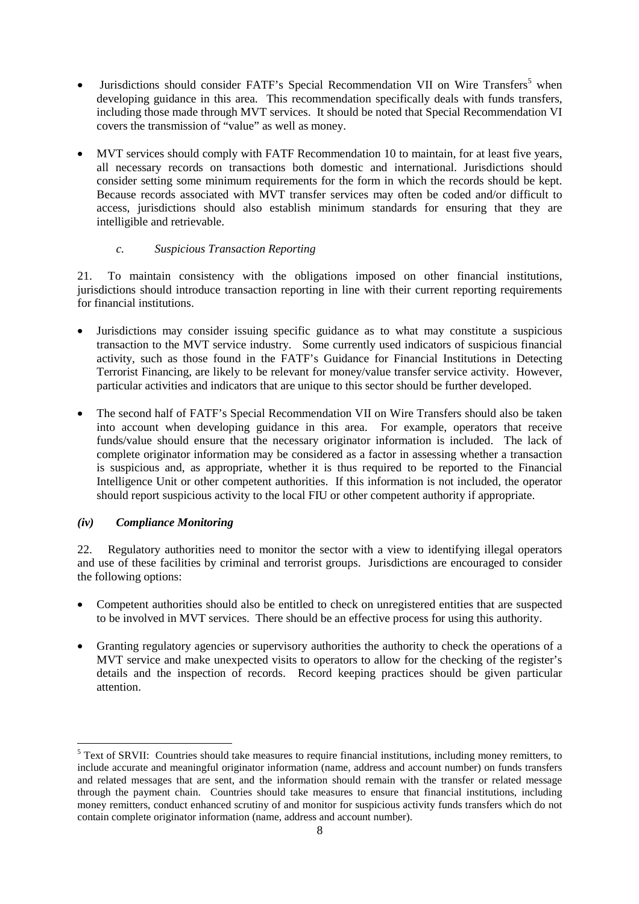- Jurisdictions should consider FATF's Special Recommendation VII on Wire Transfers[5] when developing guidance in this area. This recommendation specifically deals with funds transfers, including those made through MVT services. It should be noted that Special Recommendation VI covers the transmission of "value" as well as money.

- MVT services should comply with FATF Recommendation 10 to maintain, for at least five years, all necessary records on transactions both domestic and international. Jurisdictions should consider setting some minimum requirements for the form in which the records should be kept. Because records associated with MVT transfer services may often be coded and/or difficult to access, jurisdictions should also establish minimum standards for ensuring that they are intelligible and retrievable.

*c. Suspicious Transaction Reporting*

21. To maintain consistency with the obligations imposed on other financial institutions, jurisdictions should introduce transaction reporting in line with their current reporting requirements for financial institutions.

- Jurisdictions may consider issuing specific guidance as to what may constitute a suspicious transaction to the MVT service industry. Some currently used indicators of suspicious financial activity, such as those found in the FATF's Guidance for Financial Institutions in Detecting Terrorist Financing, are likely to be relevant for money/value transfer service activity. However, particular activities and indicators that are unique to this sector should be further developed.

- The second half of FATF's Special Recommendation VII on Wire Transfers should also be taken into account when developing guidance in this area. For example, operators that receive funds/value should ensure that the necessary originator information is included. The lack of complete originator information may be considered as a factor in assessing whether a transaction is suspicious and, as appropriate, whether it is thus required to be reported to the Financial Intelligence Unit or other competent authorities. If this information is not included, the operator should report suspicious activity to the local FIU or other competent authority if appropriate.

***(iv) Compliance Monitoring***

22. Regulatory authorities need to monitor the sector with a view to identifying illegal operators and use of these facilities by criminal and terrorist groups. Jurisdictions are encouraged to consider the following options:

- Competent authorities should also be entitled to check on unregistered entities that are suspected to be involved in MVT services. There should be an effective process for using this authority.

- Granting regulatory agencies or supervisory authorities the authority to check the operations of a MVT service and make unexpected visits to operators to allow for the checking of the register's details and the inspection of records. Record keeping practices should be given particular attention.

---

[5] Text of SRVII: Countries should take measures to require financial institutions, including money remitters, to include accurate and meaningful originator information (name, address and account number) on funds transfers and related messages that are sent, and the information should remain with the transfer or related message through the payment chain. Countries should take measures to ensure that financial institutions, including money remitters, conduct enhanced scrutiny of and monitor for suspicious activity funds transfers which do not contain complete originator information (name, address and account number).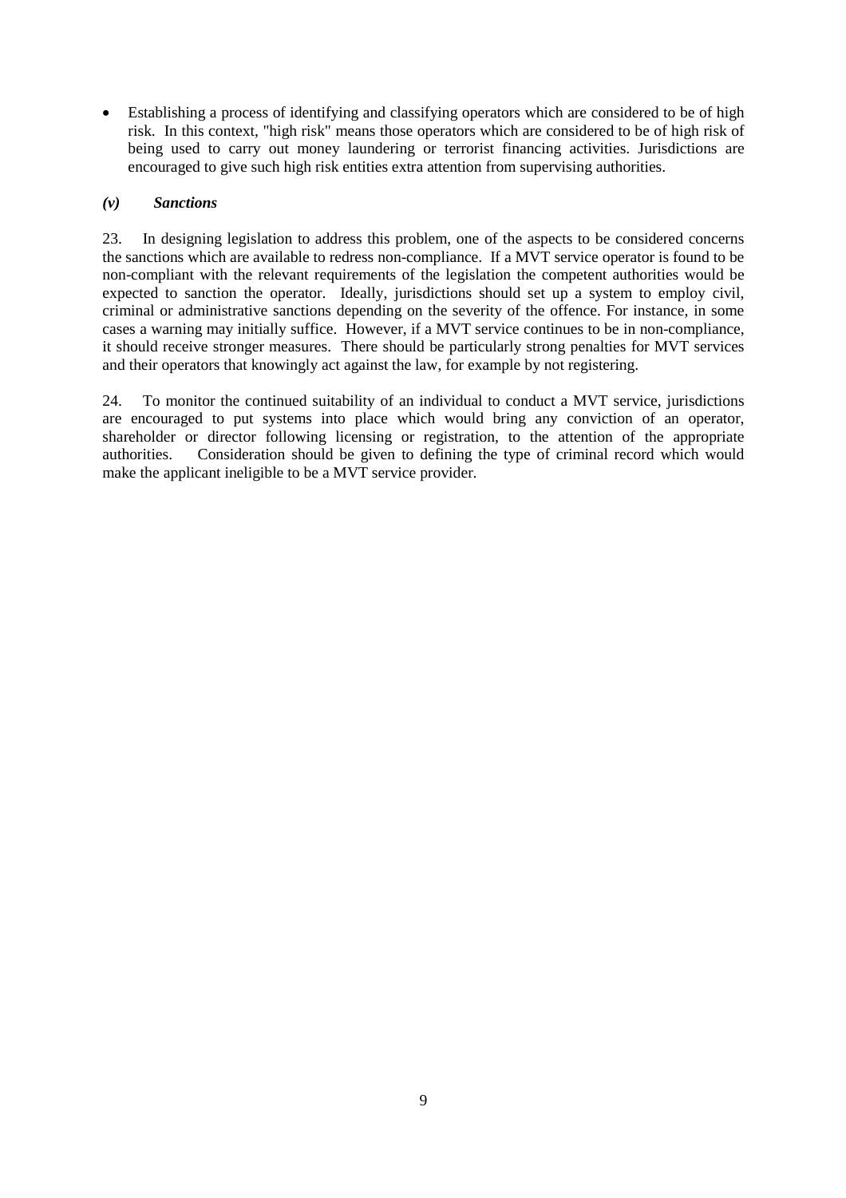- Establishing a process of identifying and classifying operators which are considered to be of high risk. In this context, "high risk" means those operators which are considered to be of high risk of being used to carry out money laundering or terrorist financing activities. Jurisdictions are encouraged to give such high risk entities extra attention from supervising authorities.

### *(v) Sanctions*

23. In designing legislation to address this problem, one of the aspects to be considered concerns the sanctions which are available to redress non-compliance. If a MVT service operator is found to be non-compliant with the relevant requirements of the legislation the competent authorities would be expected to sanction the operator. Ideally, jurisdictions should set up a system to employ civil, criminal or administrative sanctions depending on the severity of the offence. For instance, in some cases a warning may initially suffice. However, if a MVT service continues to be in non-compliance, it should receive stronger measures. There should be particularly strong penalties for MVT services and their operators that knowingly act against the law, for example by not registering.

24. To monitor the continued suitability of an individual to conduct a MVT service, jurisdictions are encouraged to put systems into place which would bring any conviction of an operator, shareholder or director following licensing or registration, to the attention of the appropriate authorities. Consideration should be given to defining the type of criminal record which would make the applicant ineligible to be a MVT service provider.